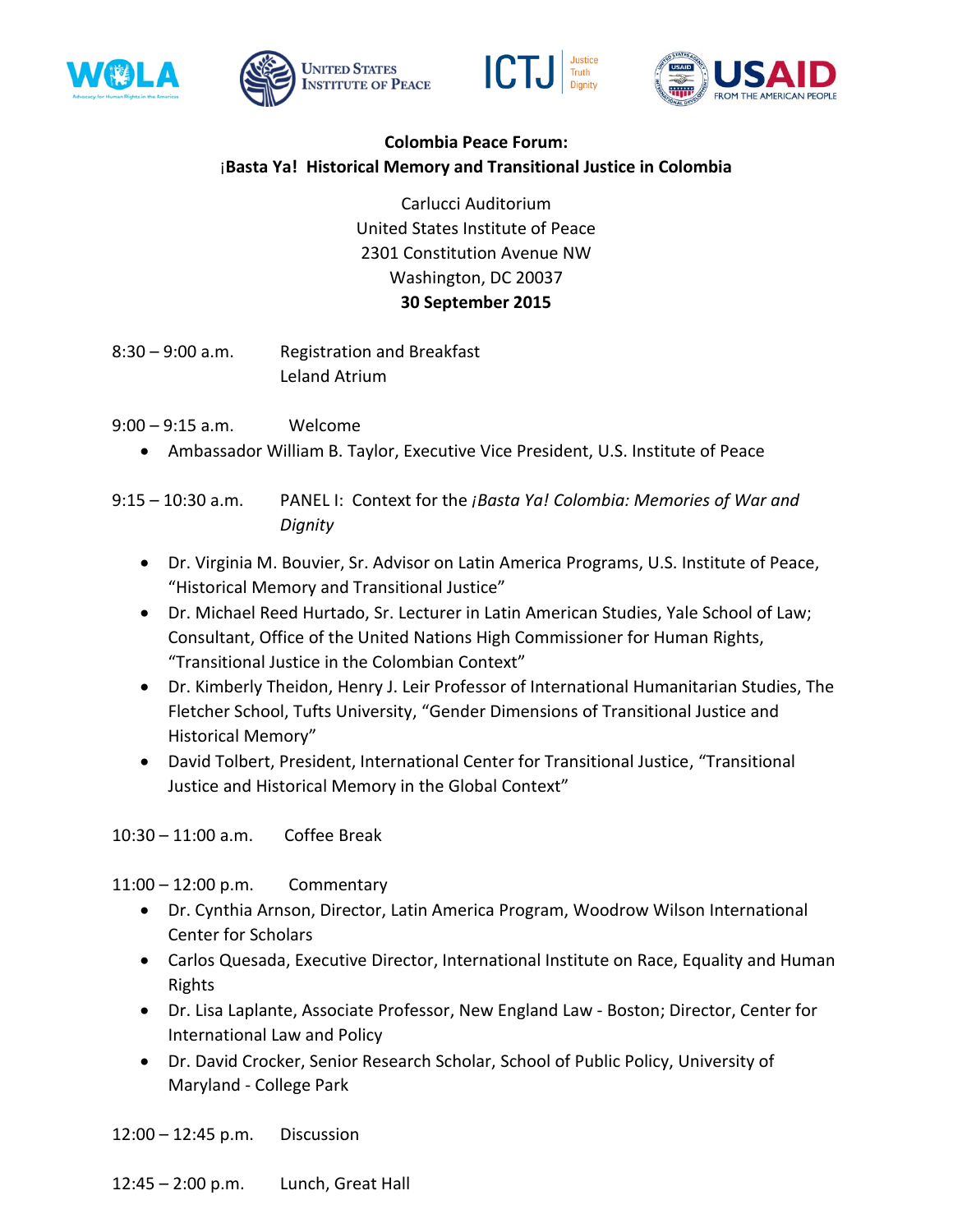**Colombia Peace Forum:**
**¡Basta Ya! Historical Memory and Transitional Justice in Colombia**

Carlucci Auditorium
United States Institute of Peace
2301 Constitution Avenue NW
Washington, DC 20037
**30 September 2015**

8:30 – 9:00 a.m. Registration and Breakfast
Leland Atrium

9:00 – 9:15 a.m. Welcome

- Ambassador William B. Taylor, Executive Vice President, U.S. Institute of Peace

9:15 – 10:30 a.m. PANEL I: Context for the *¡Basta Ya! Colombia: Memories of War and Dignity*

- Dr. Virginia M. Bouvier, Sr. Advisor on Latin America Programs, U.S. Institute of Peace, "Historical Memory and Transitional Justice"
- Dr. Michael Reed Hurtado, Sr. Lecturer in Latin American Studies, Yale School of Law; Consultant, Office of the United Nations High Commissioner for Human Rights, "Transitional Justice in the Colombian Context"
- Dr. Kimberly Theidon, Henry J. Leir Professor of International Humanitarian Studies, The Fletcher School, Tufts University, "Gender Dimensions of Transitional Justice and Historical Memory"
- David Tolbert, President, International Center for Transitional Justice, "Transitional Justice and Historical Memory in the Global Context"

10:30 – 11:00 a.m. Coffee Break

11:00 – 12:00 p.m. Commentary

- Dr. Cynthia Arnson, Director, Latin America Program, Woodrow Wilson International Center for Scholars
- Carlos Quesada, Executive Director, International Institute on Race, Equality and Human Rights
- Dr. Lisa Laplante, Associate Professor, New England Law - Boston; Director, Center for International Law and Policy
- Dr. David Crocker, Senior Research Scholar, School of Public Policy, University of Maryland - College Park

12:00 – 12:45 p.m. Discussion

12:45 – 2:00 p.m. Lunch, Great Hall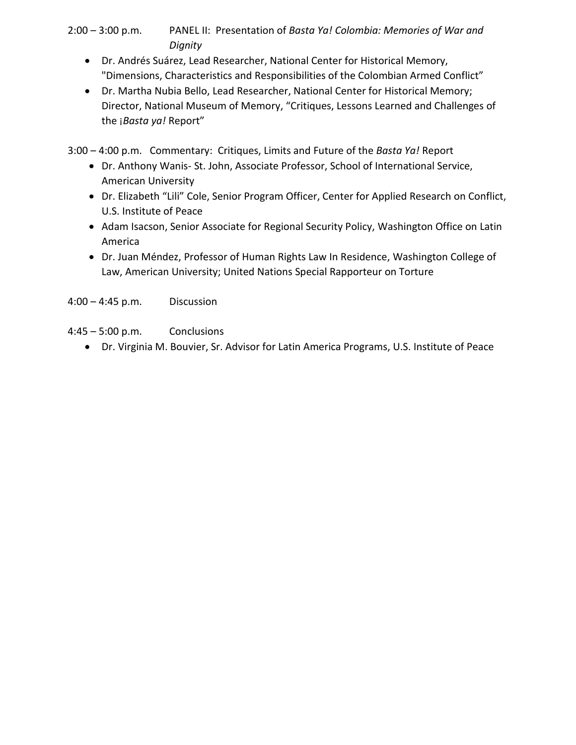2:00 – 3:00 p.m. PANEL II: Presentation of *Basta Ya! Colombia: Memories of War and Dignity*

- Dr. Andrés Suárez, Lead Researcher, National Center for Historical Memory, "Dimensions, Characteristics and Responsibilities of the Colombian Armed Conflict"
- Dr. Martha Nubia Bello, Lead Researcher, National Center for Historical Memory; Director, National Museum of Memory, "Critiques, Lessons Learned and Challenges of the ¡*Basta ya!* Report"

3:00 – 4:00 p.m. Commentary: Critiques, Limits and Future of the *Basta Ya!* Report

- Dr. Anthony Wanis- St. John, Associate Professor, School of International Service, American University
- Dr. Elizabeth "Lili" Cole, Senior Program Officer, Center for Applied Research on Conflict, U.S. Institute of Peace
- Adam Isacson, Senior Associate for Regional Security Policy, Washington Office on Latin America
- Dr. Juan Méndez, Professor of Human Rights Law In Residence, Washington College of Law, American University; United Nations Special Rapporteur on Torture

4:00 – 4:45 p.m. Discussion

4:45 – 5:00 p.m. Conclusions

- Dr. Virginia M. Bouvier, Sr. Advisor for Latin America Programs, U.S. Institute of Peace